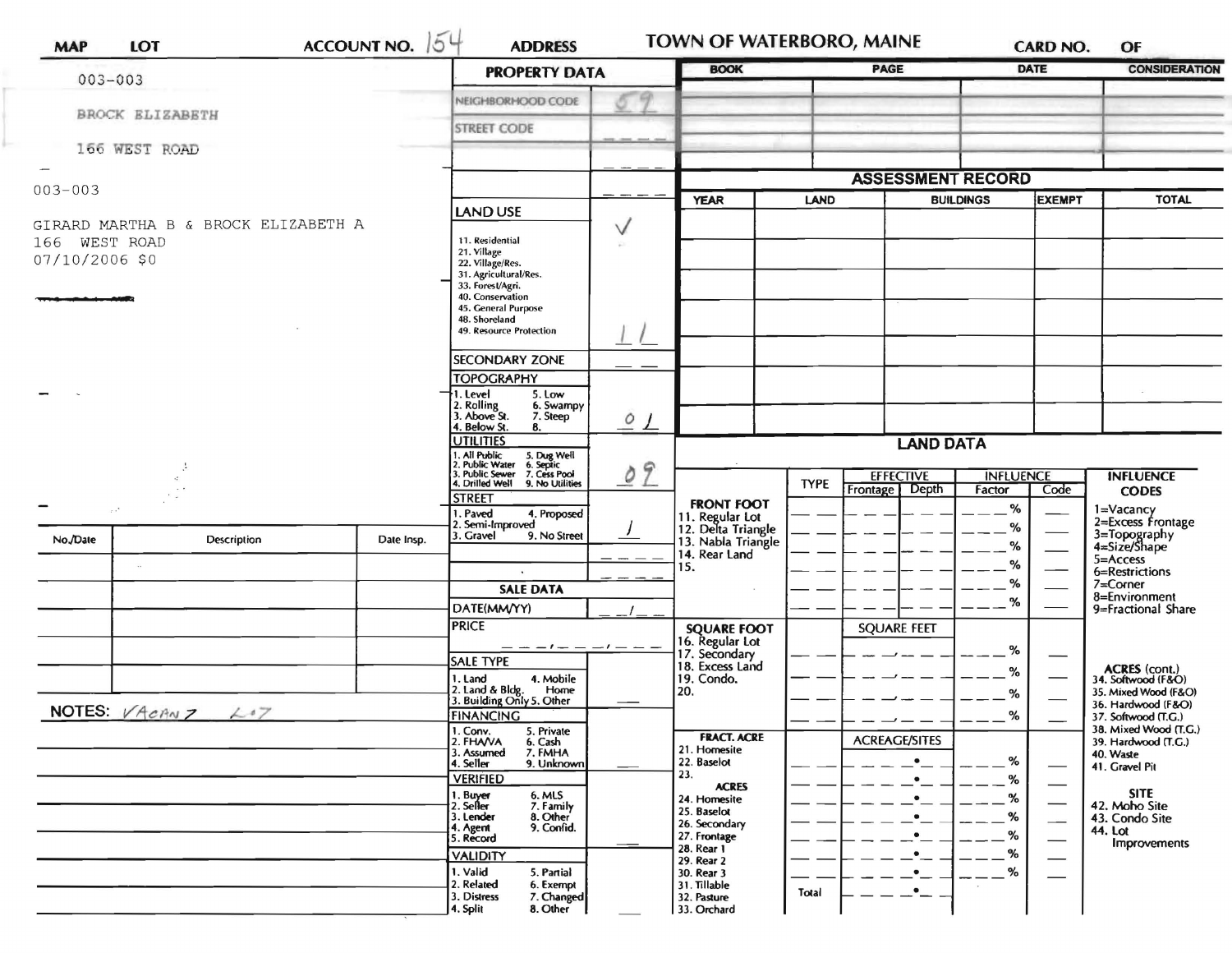MAP LOT ACCOUNT NO. 154 ADDRESS **TOWN OF WATERBORO, MAINE** CARD NO. OF

003-003

BROCK ELIZABETH

166 WEST ROAD

003-003

GIRARD MARTHA B & BROCK ELIZABETH A
166 WEST ROAD
07/10/2006 $0

## PROPERTY DATA

| | |
|---|---|
| NEIGHBORHOOD CODE | 59 |
| STREET CODE | ___ |
| LAND USE | ✓ |
| 11. Residential, 21. Village, 22. Village/Res., 31. Agricultural/Res., 33. Forest/Agri., 40. Conservation, 45. General Purpose, 48. Shoreland, 49. Resource Protection | 11 |
| SECONDARY ZONE | __ |
| TOPOGRAPHY: 1. Level, 2. Rolling, 3. Above St., 4. Below St., 5. Low, 6. Swampy, 7. Steep, 8. | 01 |
| UTILITIES: 1. All Public, 2. Public Water, 3. Public Sewer, 4. Drilled Well, 5. Dug Well, 6. Septic, 7. Cess Pool, 9. No Utilities | 09 |
| STREET: 1. Paved, 2. Semi-Improved, 3. Gravel, 4. Proposed, 9. No Street | 1 |

## SALE DATA

| | |
|---|---|
| DATE(MM/YY) | __/__ |
| PRICE | |
| SALE TYPE: 1. Land, 2. Land & Bldg., 3. Building Only, 4. Mobile Home, 5. Other | |
| FINANCING: 1. Conv., 2. FHA/VA, 3. Assumed, 4. Seller, 5. Private, 6. Cash, 7. FMHA, 9. Unknown | |
| VERIFIED: 1. Buyer, 2. Seller, 3. Lender, 4. Agent, 5. Record, 6. MLS, 7. Family, 8. Other, 9. Confid. | |
| VALIDITY: 1. Valid, 2. Related, 3. Distress, 4. Split, 5. Partial, 6. Exempt, 7. Changed, 8. Other | |

| BOOK | PAGE | DATE | CONSIDERATION |
|---|---|---|---|
| | | | |

## ASSESSMENT RECORD

| YEAR | LAND | BUILDINGS | EXEMPT | TOTAL |
|---|---|---|---|---|
| | | | | |

## LAND DATA

| | TYPE | EFFECTIVE Frontage | EFFECTIVE Depth | INFLUENCE Factor | INFLUENCE Code |
|---|---|---|---|---|---|
| FRONT FOOT: 11. Regular Lot, 12. Delta Triangle, 13. Nabla Triangle, 14. Rear Land, 15. | | | | % | |
| SQUARE FOOT: 16. Regular Lot, 17. Secondary, 18. Excess Land, 19. Condo., 20. | | SQUARE FEET | | % | |
| FRACT. ACRE: 21. Homesite, 22. Baselot, 23. ACRES: 24. Homesite, 25. Baselot, 26. Secondary, 27. Frontage, 28. Rear 1, 29. Rear 2, 30. Rear 3, 31. Tillable, 32. Pasture, 33. Orchard | | ACREAGE/SITES | | % | |
| | Total | | | | |

INFLUENCE CODES: 1=Vacancy, 2=Excess Frontage, 3=Topography, 4=Size/Shape, 5=Access, 6=Restrictions, 7=Corner, 8=Environment, 9=Fractional Share

ACRES (cont.): 34. Softwood (F&O), 35. Mixed Wood (F&O), 36. Hardwood (F&O), 37. Softwood (T.G.), 38. Mixed Wood (T.G.), 39. Hardwood (T.G.), 40. Waste, 41. Gravel Pit

SITE: 42. Moho Site, 43. Condo Site, 44. Lot Improvements

| No./Date | Description | Date Insp. |
|---|---|---|
| | | |

NOTES: VACANT LOT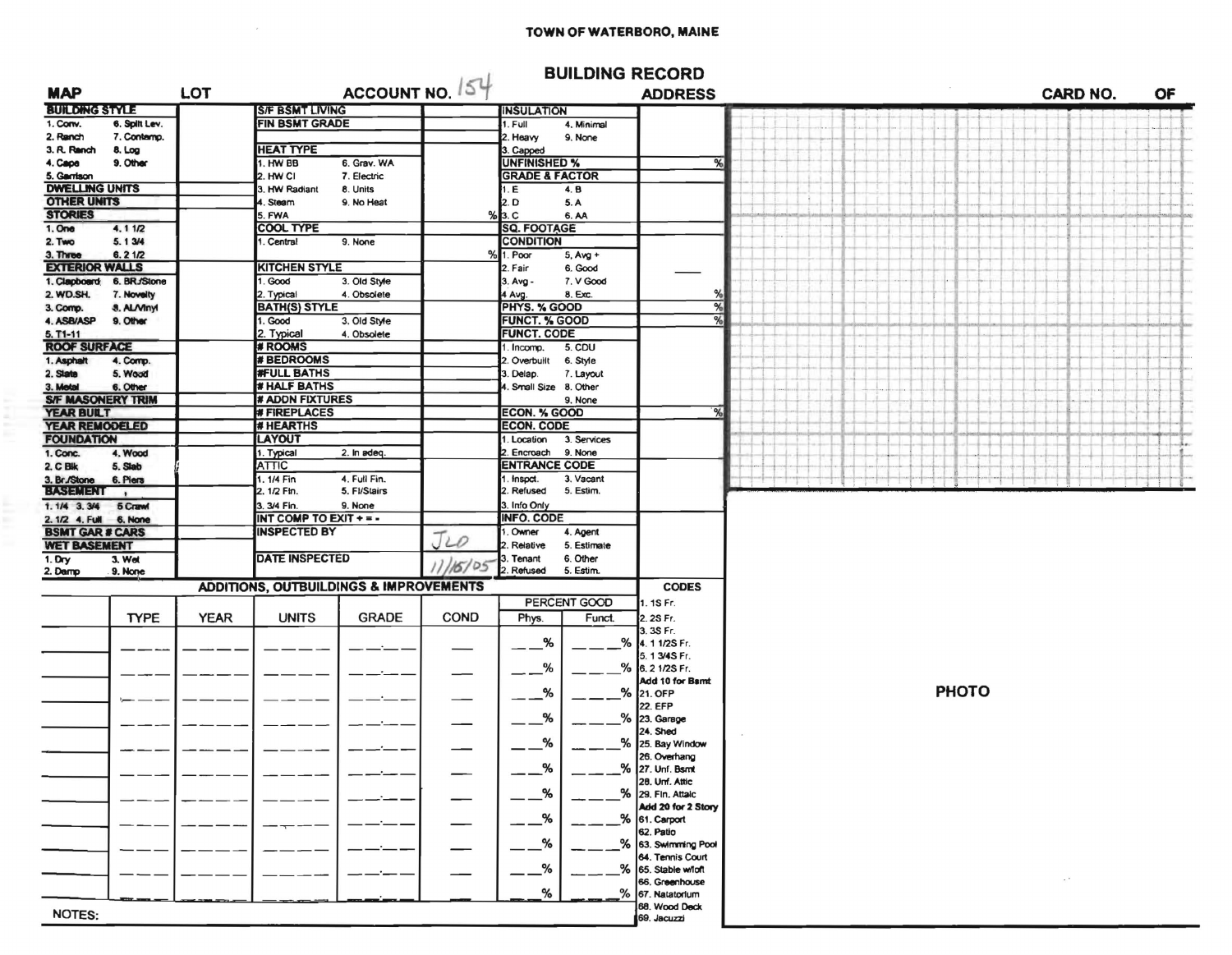**TOWN OF WATERBORO, MAINE**

## BUILDING RECORD

MAP | LOT | ACCOUNT NO. 154 | ADDRESS | CARD NO. | OF

| | | | | | | | |
|---|---|---|---|---|---|---|---|
| **BUILDING STYLE** 1. Conv. 6. Split Lev. 2. Ranch 7. Contemp. 3. R. Ranch 8. Log 4. Cape 9. Other 5. Garrison | | **S/F BSMT LIVING** | | **INSULATION** 1. Full 4. Minimal 2. Heavy 9. None 3. Capped | | | |
| | | **FIN BSMT GRADE** | | | | | |
| | | **HEAT TYPE** 1. HW BB 6. Grav. WA 2. HW CI 7. Electric 3. HW Radiant 8. Units 4. Steam 9. No Heat 5. FWA | % | **UNFINISHED %** | % | | |
| **DWELLING UNITS** | | | | **GRADE & FACTOR** 1. E 4. B 2. D 5. A 3. C 6. AA | | | |
| **OTHER UNITS** | | | | | | | |
| **STORIES** 1. One 4. 1 1/2 2. Two 5. 1 3/4 3. Three 6. 2 1/2 | | **COOL TYPE** 1. Central 9. None | % | **SQ. FOOTAGE** | | | |
| **EXTERIOR WALLS** 1. Clapboard 6. BR./Stone 2. WD.SH. 7. Novelty 3. Comp. 8. AL/Vinyl 4. ASB/ASP 9. Other 5. T1-11 | | **KITCHEN STYLE** 1. Good 3. Old Style 2. Typical 4. Obsolete | | **CONDITION** 1. Poor 5. Avg + 2. Fair 6. Good 3. Avg - 7. V Good 4. Avg. 8. Exc. | ___ | | |
| | | **BATH(S) STYLE** 1. Good 3. Old Style 2. Typical 4. Obsolete | | **PHYS. % GOOD** | % | | |
| | | | | **FUNCT. % GOOD** | % | | |
| **ROOF SURFACE** 1. Asphalt 4. Comp. 2. Slate 5. Wood 3. Metal 6. Other | | **# ROOMS** | | **FUNCT. CODE** 1. Incomp. 5. CDU 2. Overbuilt 6. Style 3. Delap. 7. Layout 4. Small Size 8. Other 9. None | | | |
| | | **# BEDROOMS** | | | | | |
| | | **#FULL BATHS** | | | | | |
| | | **# HALF BATHS** | | | | | |
| **S/F MASONERY TRIM** | | **# ADDN FIXTURES** | | | | | |
| **YEAR BUILT** | | **# FIREPLACES** | | **ECON. % GOOD** | % | | |
| **YEAR REMODELED** | | **# HEARTHS** | | **ECON. CODE** 1. Location 3. Services 2. Encroach 9. None | | | |
| **FOUNDATION** 1. Conc. 4. Wood 2. C Blk 5. Slab 3. Br./Stone 6. Piers | | **LAYOUT** 1. Typical 2. In adeq. | | | | | |
| | | **ATTIC** 1. 1/4 Fin 4. Full Fin. 2. 1/2 Fin. 5. Fl/Stairs 3. 3/4 Fin. 9. None | | **ENTRANCE CODE** 1. Inspct. 3. Vacant 2. Refused 5. Estim. 3. Info Only | | | |
| **BASEMENT** 1. 1/4 3. 3/4 5 Crawl 2. 1/2 4. Full 6. None | | | | | | | |
| | | **INT COMP TO EXIT + = -** | | **INFO. CODE** 1. Owner 4. Agent 2. Relative 5. Estimate 3. Tenant 6. Other 2. Refused 5. Estim. | | | |
| **BSMT GAR # CARS** | | **INSPECTED BY** | JLD | | | | |
| **WET BASEMENT** 1. Dry 3. Wet 2. Damp 9. None | | **DATE INSPECTED** | 11/15/05 | | | | |

### ADDITIONS, OUTBUILDINGS & IMPROVEMENTS

| | TYPE | YEAR | UNITS | GRADE | COND | PERCENT GOOD Phys. | Funct. |
|---|---|---|---|---|---|---|---|
| | | | | | | % | % |
| | | | | | | % | % |
| | | | | | | % | % |
| | | | | | | % | % |
| | | | | | | % | % |
| | | | | | | % | % |
| | | | | | | % | % |
| | | | | | | % | % |
| | | | | | | % | % |
| | | | | | | % | % |
| | | | | | | % | % |

**CODES**
1. 1S Fr.
2. 2S Fr.
3. 3S Fr.
4. 1 1/2S Fr.
5. 1 3/4S Fr.
6. 2 1/2S Fr.

**Add 10 for Bsmt**
21. OFP
22. EFP
23. Garage
24. Shed
25. Bay Window
26. Overhang
27. Unf. Bsmt
28. Unf. Attic
29. Fin. Attaic

**Add 20 for 2 Story**
61. Carport
62. Patio
63. Swimming Pool
64. Tennis Court
65. Stable w/loft
66. Greenhouse
67. Natatorium
68. Wood Deck
69. Jacuzzi

NOTES:

PHOTO